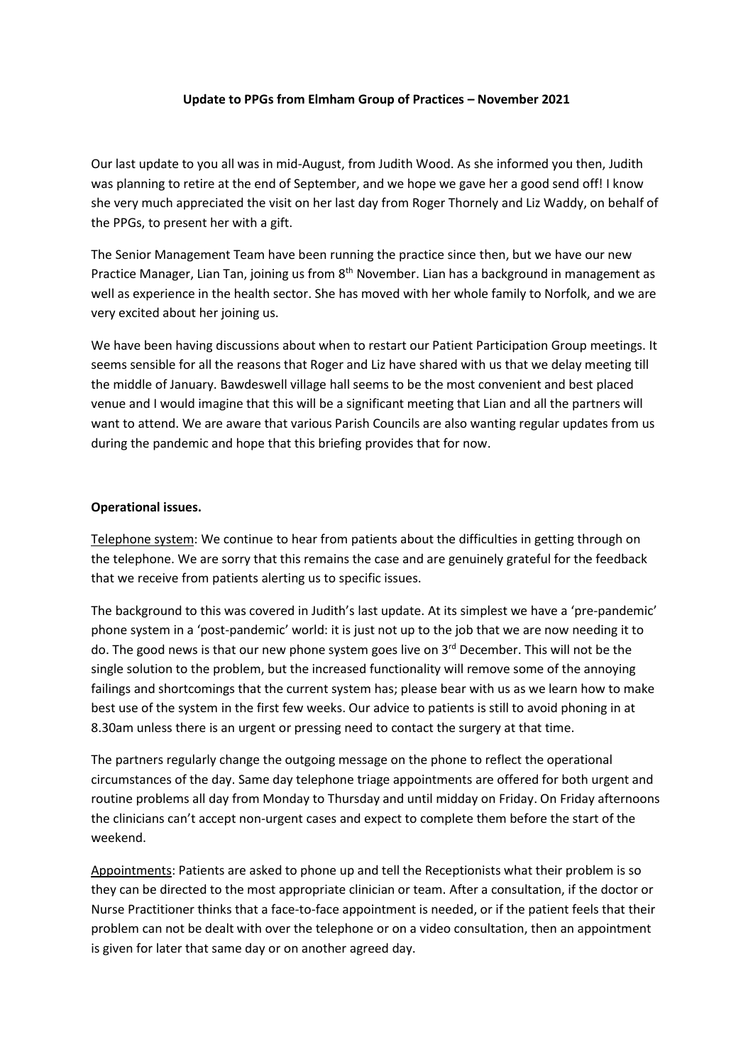**Update to PPGs from Elmham Group of Practices – November 2021**

Our last update to you all was in mid-August, from Judith Wood. As she informed you then, Judith was planning to retire at the end of September, and we hope we gave her a good send off! I know she very much appreciated the visit on her last day from Roger Thornely and Liz Waddy, on behalf of the PPGs, to present her with a gift.

The Senior Management Team have been running the practice since then, but we have our new Practice Manager, Lian Tan, joining us from 8th November. Lian has a background in management as well as experience in the health sector. She has moved with her whole family to Norfolk, and we are very excited about her joining us.

We have been having discussions about when to restart our Patient Participation Group meetings. It seems sensible for all the reasons that Roger and Liz have shared with us that we delay meeting till the middle of January. Bawdeswell village hall seems to be the most convenient and best placed venue and I would imagine that this will be a significant meeting that Lian and all the partners will want to attend. We are aware that various Parish Councils are also wanting regular updates from us during the pandemic and hope that this briefing provides that for now.

**Operational issues.**

Telephone system: We continue to hear from patients about the difficulties in getting through on the telephone. We are sorry that this remains the case and are genuinely grateful for the feedback that we receive from patients alerting us to specific issues.

The background to this was covered in Judith's last update. At its simplest we have a 'pre-pandemic' phone system in a 'post-pandemic' world: it is just not up to the job that we are now needing it to do. The good news is that our new phone system goes live on 3rd December. This will not be the single solution to the problem, but the increased functionality will remove some of the annoying failings and shortcomings that the current system has; please bear with us as we learn how to make best use of the system in the first few weeks. Our advice to patients is still to avoid phoning in at 8.30am unless there is an urgent or pressing need to contact the surgery at that time.

The partners regularly change the outgoing message on the phone to reflect the operational circumstances of the day. Same day telephone triage appointments are offered for both urgent and routine problems all day from Monday to Thursday and until midday on Friday. On Friday afternoons the clinicians can't accept non-urgent cases and expect to complete them before the start of the weekend.

Appointments: Patients are asked to phone up and tell the Receptionists what their problem is so they can be directed to the most appropriate clinician or team. After a consultation, if the doctor or Nurse Practitioner thinks that a face-to-face appointment is needed, or if the patient feels that their problem can not be dealt with over the telephone or on a video consultation, then an appointment is given for later that same day or on another agreed day.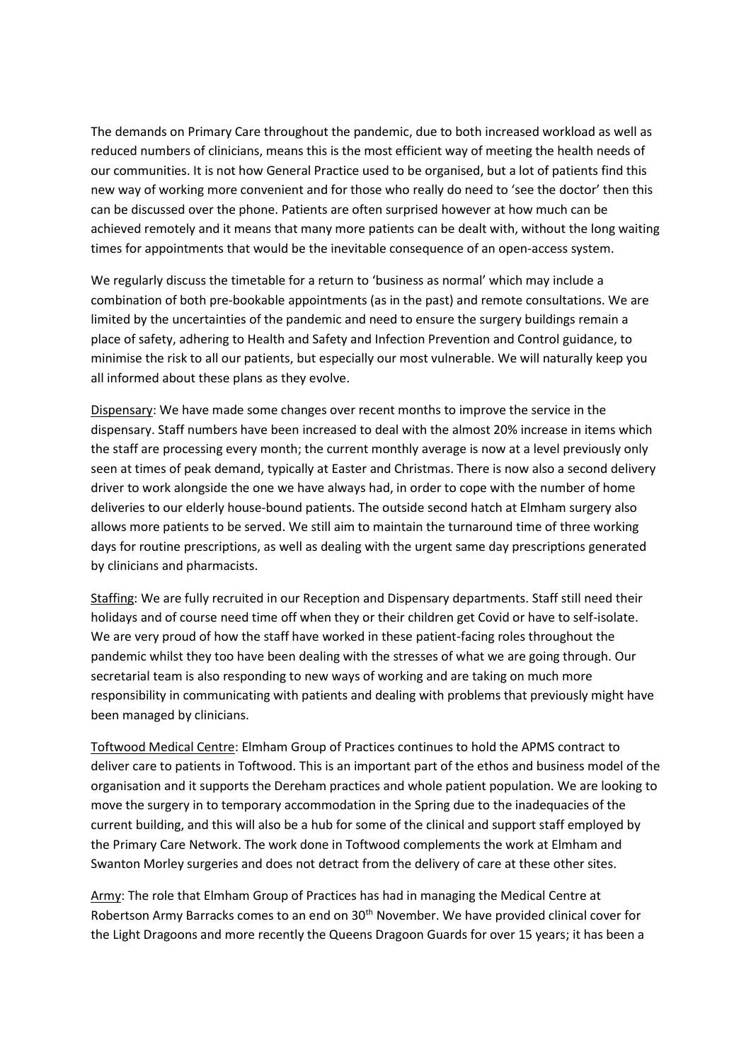The demands on Primary Care throughout the pandemic, due to both increased workload as well as reduced numbers of clinicians, means this is the most efficient way of meeting the health needs of our communities. It is not how General Practice used to be organised, but a lot of patients find this new way of working more convenient and for those who really do need to 'see the doctor' then this can be discussed over the phone. Patients are often surprised however at how much can be achieved remotely and it means that many more patients can be dealt with, without the long waiting times for appointments that would be the inevitable consequence of an open-access system.

We regularly discuss the timetable for a return to 'business as normal' which may include a combination of both pre-bookable appointments (as in the past) and remote consultations. We are limited by the uncertainties of the pandemic and need to ensure the surgery buildings remain a place of safety, adhering to Health and Safety and Infection Prevention and Control guidance, to minimise the risk to all our patients, but especially our most vulnerable. We will naturally keep you all informed about these plans as they evolve.

<u>Dispensary</u>: We have made some changes over recent months to improve the service in the dispensary. Staff numbers have been increased to deal with the almost 20% increase in items which the staff are processing every month; the current monthly average is now at a level previously only seen at times of peak demand, typically at Easter and Christmas. There is now also a second delivery driver to work alongside the one we have always had, in order to cope with the number of home deliveries to our elderly house-bound patients. The outside second hatch at Elmham surgery also allows more patients to be served. We still aim to maintain the turnaround time of three working days for routine prescriptions, as well as dealing with the urgent same day prescriptions generated by clinicians and pharmacists.

<u>Staffing</u>: We are fully recruited in our Reception and Dispensary departments. Staff still need their holidays and of course need time off when they or their children get Covid or have to self-isolate. We are very proud of how the staff have worked in these patient-facing roles throughout the pandemic whilst they too have been dealing with the stresses of what we are going through. Our secretarial team is also responding to new ways of working and are taking on much more responsibility in communicating with patients and dealing with problems that previously might have been managed by clinicians.

<u>Toftwood Medical Centre</u>: Elmham Group of Practices continues to hold the APMS contract to deliver care to patients in Toftwood. This is an important part of the ethos and business model of the organisation and it supports the Dereham practices and whole patient population. We are looking to move the surgery in to temporary accommodation in the Spring due to the inadequacies of the current building, and this will also be a hub for some of the clinical and support staff employed by the Primary Care Network. The work done in Toftwood complements the work at Elmham and Swanton Morley surgeries and does not detract from the delivery of care at these other sites.

<u>Army</u>: The role that Elmham Group of Practices has had in managing the Medical Centre at Robertson Army Barracks comes to an end on 30th November. We have provided clinical cover for the Light Dragoons and more recently the Queens Dragoon Guards for over 15 years; it has been a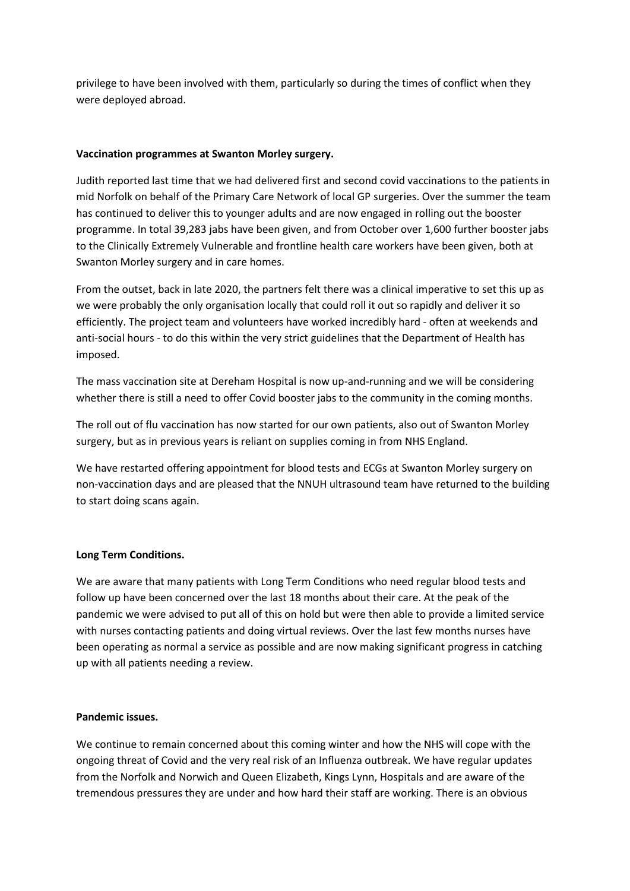privilege to have been involved with them, particularly so during the times of conflict when they were deployed abroad.

**Vaccination programmes at Swanton Morley surgery.**

Judith reported last time that we had delivered first and second covid vaccinations to the patients in mid Norfolk on behalf of the Primary Care Network of local GP surgeries. Over the summer the team has continued to deliver this to younger adults and are now engaged in rolling out the booster programme. In total 39,283 jabs have been given, and from October over 1,600 further booster jabs to the Clinically Extremely Vulnerable and frontline health care workers have been given, both at Swanton Morley surgery and in care homes.

From the outset, back in late 2020, the partners felt there was a clinical imperative to set this up as we were probably the only organisation locally that could roll it out so rapidly and deliver it so efficiently. The project team and volunteers have worked incredibly hard - often at weekends and anti-social hours - to do this within the very strict guidelines that the Department of Health has imposed.

The mass vaccination site at Dereham Hospital is now up-and-running and we will be considering whether there is still a need to offer Covid booster jabs to the community in the coming months.

The roll out of flu vaccination has now started for our own patients, also out of Swanton Morley surgery, but as in previous years is reliant on supplies coming in from NHS England.

We have restarted offering appointment for blood tests and ECGs at Swanton Morley surgery on non-vaccination days and are pleased that the NNUH ultrasound team have returned to the building to start doing scans again.

**Long Term Conditions.**

We are aware that many patients with Long Term Conditions who need regular blood tests and follow up have been concerned over the last 18 months about their care. At the peak of the pandemic we were advised to put all of this on hold but were then able to provide a limited service with nurses contacting patients and doing virtual reviews. Over the last few months nurses have been operating as normal a service as possible and are now making significant progress in catching up with all patients needing a review.

**Pandemic issues.**

We continue to remain concerned about this coming winter and how the NHS will cope with the ongoing threat of Covid and the very real risk of an Influenza outbreak. We have regular updates from the Norfolk and Norwich and Queen Elizabeth, Kings Lynn, Hospitals and are aware of the tremendous pressures they are under and how hard their staff are working. There is an obvious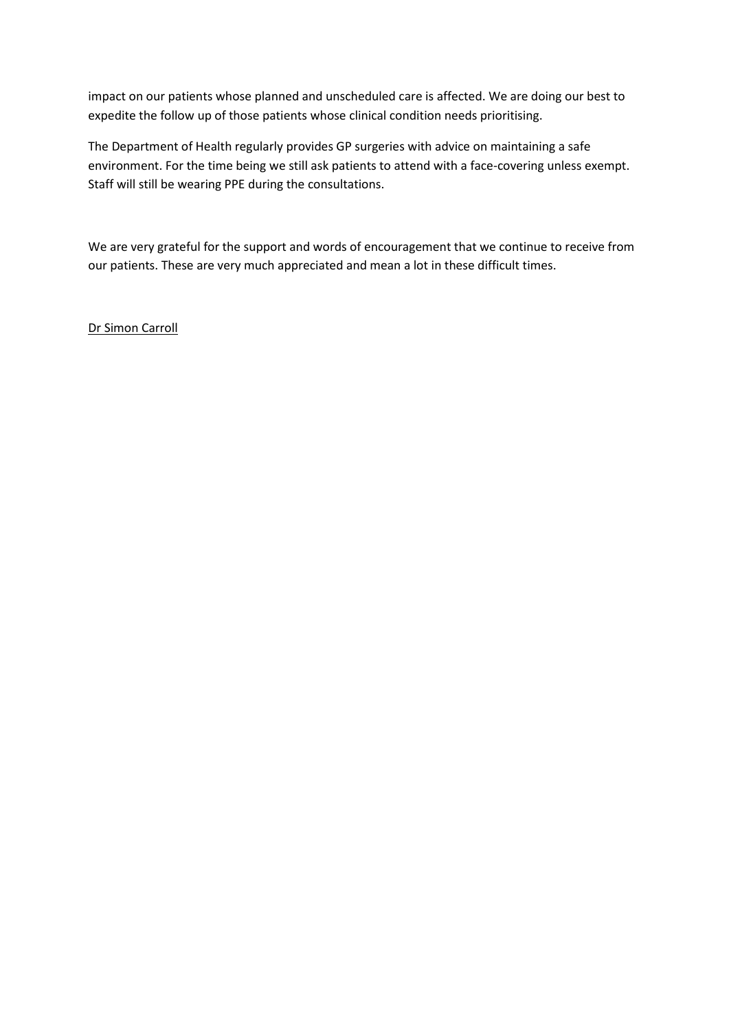impact on our patients whose planned and unscheduled care is affected. We are doing our best to expedite the follow up of those patients whose clinical condition needs prioritising.

The Department of Health regularly provides GP surgeries with advice on maintaining a safe environment. For the time being we still ask patients to attend with a face-covering unless exempt. Staff will still be wearing PPE during the consultations.

We are very grateful for the support and words of encouragement that we continue to receive from our patients. These are very much appreciated and mean a lot in these difficult times.

Dr Simon Carroll